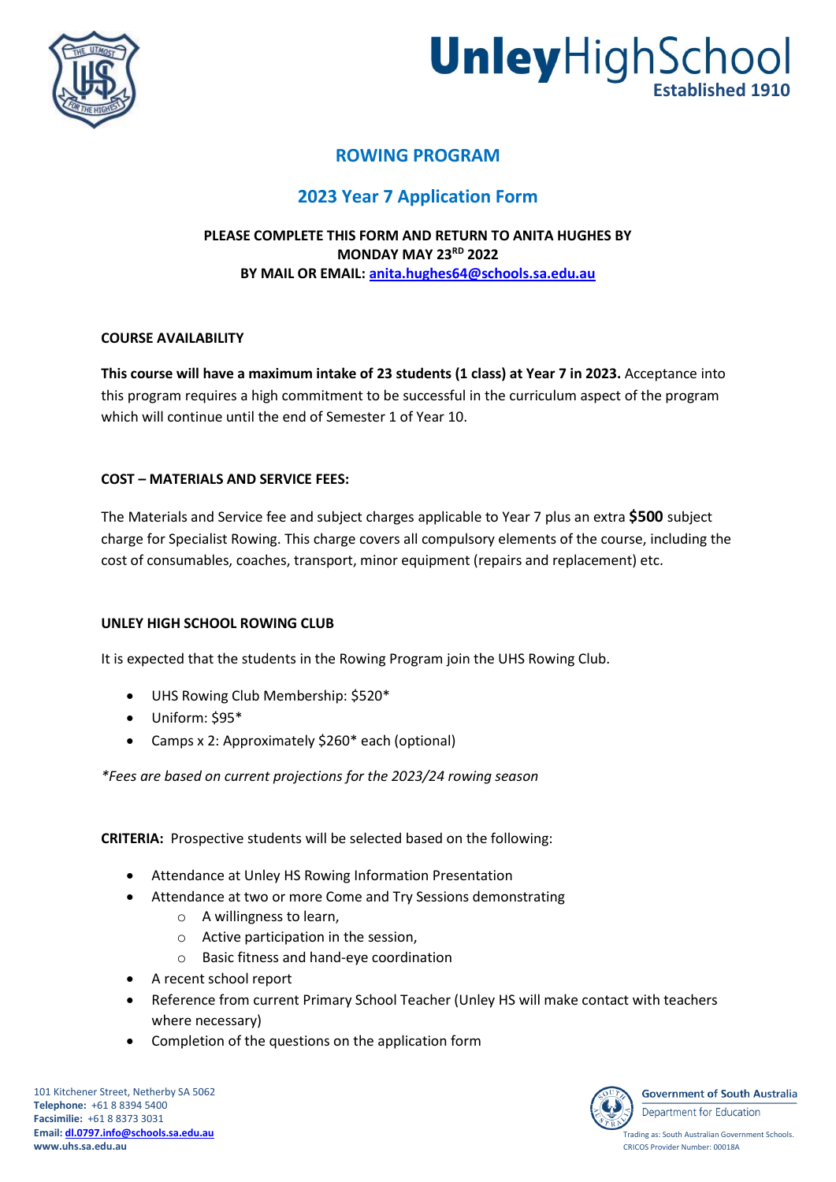# ROWING PROGRAM

## 2023 Year 7 Application Form

**PLEASE COMPLETE THIS FORM AND RETURN TO ANITA HUGHES BY MONDAY MAY 23RD 2022**
**BY MAIL OR EMAIL: anita.hughes64@schools.sa.edu.au**

### COURSE AVAILABILITY

**This course will have a maximum intake of 23 students (1 class) at Year 7 in 2023.** Acceptance into this program requires a high commitment to be successful in the curriculum aspect of the program which will continue until the end of Semester 1 of Year 10.

### COST – MATERIALS AND SERVICE FEES:

The Materials and Service fee and subject charges applicable to Year 7 plus an extra **$500** subject charge for Specialist Rowing. This charge covers all compulsory elements of the course, including the cost of consumables, coaches, transport, minor equipment (repairs and replacement) etc.

### UNLEY HIGH SCHOOL ROWING CLUB

It is expected that the students in the Rowing Program join the UHS Rowing Club.

- UHS Rowing Club Membership: $520*
- Uniform: $95*
- Camps x 2: Approximately $260* each (optional)

*\*Fees are based on current projections for the 2023/24 rowing season*

**CRITERIA:** Prospective students will be selected based on the following:

- Attendance at Unley HS Rowing Information Presentation
- Attendance at two or more Come and Try Sessions demonstrating
  - A willingness to learn,
  - Active participation in the session,
  - Basic fitness and hand-eye coordination
- A recent school report
- Reference from current Primary School Teacher (Unley HS will make contact with teachers where necessary)
- Completion of the questions on the application form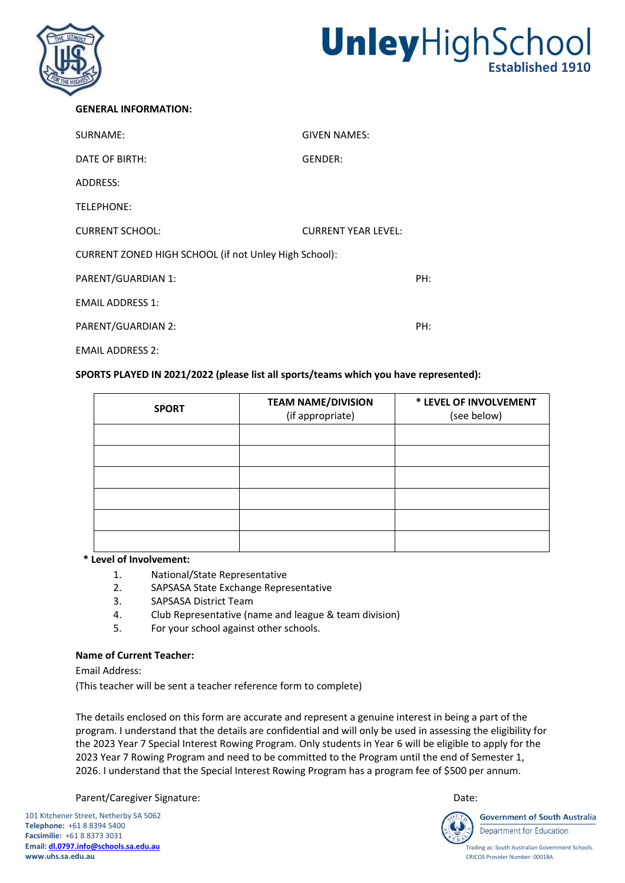# Unley High School

Established 1910

**GENERAL INFORMATION:**

SURNAME: GIVEN NAMES:

DATE OF BIRTH: GENDER:

ADDRESS:

TELEPHONE:

CURRENT SCHOOL: CURRENT YEAR LEVEL:

CURRENT ZONED HIGH SCHOOL (if not Unley High School):

PARENT/GUARDIAN 1: PH:

EMAIL ADDRESS 1:

PARENT/GUARDIAN 2: PH:

EMAIL ADDRESS 2:

**SPORTS PLAYED IN 2021/2022 (please list all sports/teams which you have represented):**

| **SPORT** | **TEAM NAME/DIVISION** (if appropriate) | **\* LEVEL OF INVOLVEMENT** (see below) |
|---|---|---|
| | | |
| | | |
| | | |
| | | |
| | | |
| | | |

**\* Level of Involvement:**

1. National/State Representative
2. SAPSASA State Exchange Representative
3. SAPSASA District Team
4. Club Representative (name and league & team division)
5. For your school against other schools.

**Name of Current Teacher:**

Email Address:

(This teacher will be sent a teacher reference form to complete)

The details enclosed on this form are accurate and represent a genuine interest in being a part of the program. I understand that the details are confidential and will only be used in assessing the eligibility for the 2023 Year 7 Special Interest Rowing Program. Only students in Year 6 will be eligible to apply for the 2023 Year 7 Rowing Program and need to be committed to the Program until the end of Semester 1, 2026. I understand that the Special Interest Rowing Program has a program fee of $500 per annum.

Parent/Caregiver Signature: Date:

101 Kitchener Street, Netherby SA 5062
**Telephone:** +61 8 8394 5400
**Facsimilie:** +61 8 8373 3031
**Email:** dl.0797.info@schools.sa.edu.au
**www.uhs.sa.edu.au**

Government of South Australia
Department for Education
Trading as: South Australian Government Schools.
CRICOS Provider Number: 00018A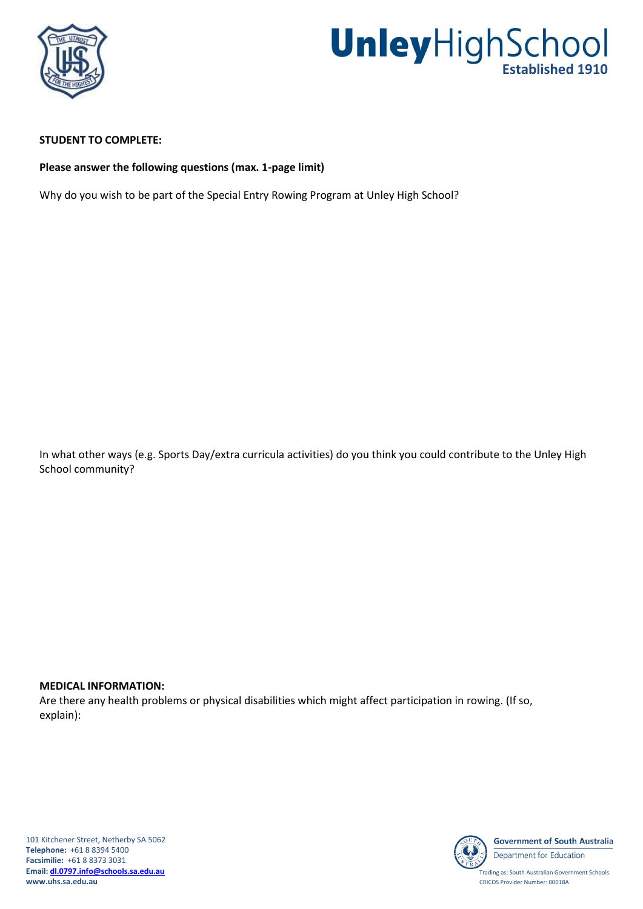**STUDENT TO COMPLETE:**

**Please answer the following questions (max. 1-page limit)**

Why do you wish to be part of the Special Entry Rowing Program at Unley High School?

In what other ways (e.g. Sports Day/extra curricula activities) do you think you could contribute to the Unley High School community?

**MEDICAL INFORMATION:**

Are there any health problems or physical disabilities which might affect participation in rowing. (If so, explain):